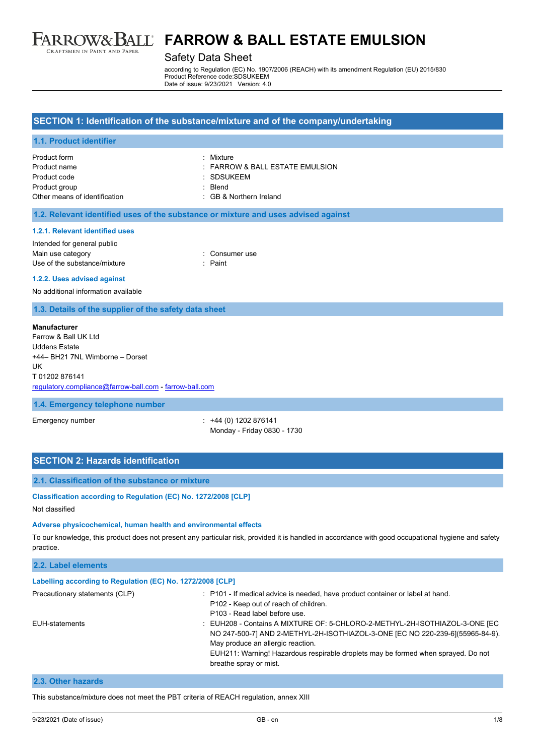# FARROW & BALL ESTATE EMULSION

## Safety Data Sheet

according to Regulation (EC) No. 1907/2006 (REACH) with its amendment Regulation (EU) 2015/830
Product Reference code:SDSUKEEM
Date of issue: 9/23/2021 Version: 4.0

## SECTION 1: Identification of the substance/mixture and of the company/undertaking

### 1.1. Product identifier

| | |
|---|---|
| Product form | : Mixture |
| Product name | : FARROW & BALL ESTATE EMULSION |
| Product code | : SDSUKEEM |
| Product group | : Blend |
| Other means of identification | : GB & Northern Ireland |

### 1.2. Relevant identified uses of the substance or mixture and uses advised against

#### 1.2.1. Relevant identified uses

Intended for general public

| | |
|---|---|
| Main use category | : Consumer use |
| Use of the substance/mixture | : Paint |

#### 1.2.2. Uses advised against

No additional information available

### 1.3. Details of the supplier of the safety data sheet

**Manufacturer**
Farrow & Ball UK Ltd
Uddens Estate
+44– BH21 7NL Wimborne – Dorset
UK
T 01202 876141
regulatory.compliance@farrow-ball.com - farrow-ball.com

### 1.4. Emergency telephone number

| | |
|---|---|
| Emergency number | : +44 (0) 1202 876141<br>Monday - Friday 0830 - 1730 |

## SECTION 2: Hazards identification

### 2.1. Classification of the substance or mixture

#### Classification according to Regulation (EC) No. 1272/2008 [CLP]

Not classified

#### Adverse physicochemical, human health and environmental effects

To our knowledge, this product does not present any particular risk, provided it is handled in accordance with good occupational hygiene and safety practice.

### 2.2. Label elements

#### Labelling according to Regulation (EC) No. 1272/2008 [CLP]

| | |
|---|---|
| Precautionary statements (CLP) | : P101 - If medical advice is needed, have product container or label at hand.<br>P102 - Keep out of reach of children.<br>P103 - Read label before use. |
| EUH-statements | : EUH208 - Contains A MIXTURE OF: 5-CHLORO-2-METHYL-2H-ISOTHIAZOL-3-ONE [EC NO 247-500-7] AND 2-METHYL-2H-ISOTHIAZOL-3-ONE [EC NO 220-239-6](55965-84-9). May produce an allergic reaction.<br>EUH211: Warning! Hazardous respirable droplets may be formed when sprayed. Do not breathe spray or mist. |

### 2.3. Other hazards

This substance/mixture does not meet the PBT criteria of REACH regulation, annex XIII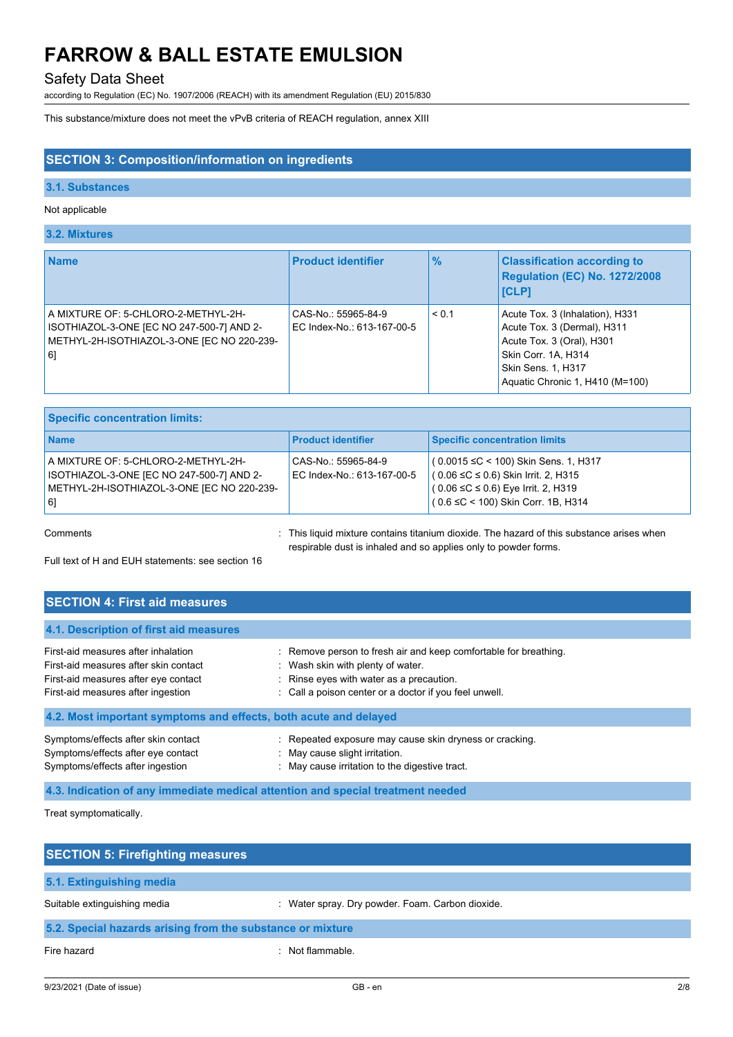This substance/mixture does not meet the vPvB criteria of REACH regulation, annex XIII

## SECTION 3: Composition/information on ingredients

### 3.1. Substances

Not applicable

### 3.2. Mixtures

| Name | Product identifier | % | Classification according to Regulation (EC) No. 1272/2008 [CLP] |
|---|---|---|---|
| A MIXTURE OF: 5-CHLORO-2-METHYL-2H-ISOTHIAZOL-3-ONE [EC NO 247-500-7] AND 2-METHYL-2H-ISOTHIAZOL-3-ONE [EC NO 220-239-6] | CAS-No.: 55965-84-9<br>EC Index-No.: 613-167-00-5 | < 0.1 | Acute Tox. 3 (Inhalation), H331<br>Acute Tox. 3 (Dermal), H311<br>Acute Tox. 3 (Oral), H301<br>Skin Corr. 1A, H314<br>Skin Sens. 1, H317<br>Aquatic Chronic 1, H410 (M=100) |

**Specific concentration limits:**

| Name | Product identifier | Specific concentration limits |
|---|---|---|
| A MIXTURE OF: 5-CHLORO-2-METHYL-2H-ISOTHIAZOL-3-ONE [EC NO 247-500-7] AND 2-METHYL-2H-ISOTHIAZOL-3-ONE [EC NO 220-239-6] | CAS-No.: 55965-84-9<br>EC Index-No.: 613-167-00-5 | ( 0.0015 ≤C < 100) Skin Sens. 1, H317<br>( 0.06 ≤C ≤ 0.6) Skin Irrit. 2, H315<br>( 0.06 ≤C ≤ 0.6) Eye Irrit. 2, H319<br>( 0.6 ≤C < 100) Skin Corr. 1B, H314 |

Comments : This liquid mixture contains titanium dioxide. The hazard of this substance arises when respirable dust is inhaled and so applies only to powder forms.

Full text of H and EUH statements: see section 16

## SECTION 4: First aid measures

### 4.1. Description of first aid measures

First-aid measures after inhalation : Remove person to fresh air and keep comfortable for breathing.
First-aid measures after skin contact : Wash skin with plenty of water.
First-aid measures after eye contact : Rinse eyes with water as a precaution.
First-aid measures after ingestion : Call a poison center or a doctor if you feel unwell.

### 4.2. Most important symptoms and effects, both acute and delayed

Symptoms/effects after skin contact : Repeated exposure may cause skin dryness or cracking.
Symptoms/effects after eye contact : May cause slight irritation.
Symptoms/effects after ingestion : May cause irritation to the digestive tract.

### 4.3. Indication of any immediate medical attention and special treatment needed

Treat symptomatically.

## SECTION 5: Firefighting measures

### 5.1. Extinguishing media

Suitable extinguishing media : Water spray. Dry powder. Foam. Carbon dioxide.

### 5.2. Special hazards arising from the substance or mixture

Fire hazard : Not flammable.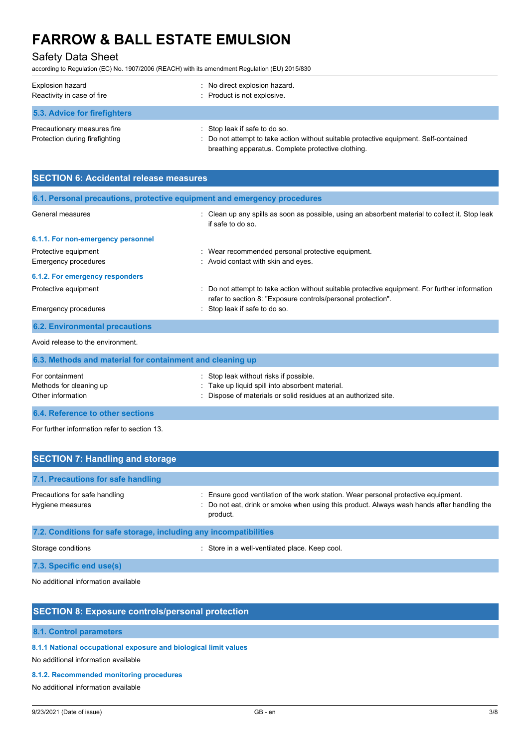| | |
|---|---|
| Explosion hazard | : No direct explosion hazard. |
| Reactivity in case of fire | : Product is not explosive. |

### 5.3. Advice for firefighters

| | |
|---|---|
| Precautionary measures fire | : Stop leak if safe to do so. |
| Protection during firefighting | : Do not attempt to take action without suitable protective equipment. Self-contained breathing apparatus. Complete protective clothing. |

## SECTION 6: Accidental release measures

### 6.1. Personal precautions, protective equipment and emergency procedures

| | |
|---|---|
| General measures | : Clean up any spills as soon as possible, using an absorbent material to collect it. Stop leak if safe to do so. |

#### 6.1.1. For non-emergency personnel

| | |
|---|---|
| Protective equipment | : Wear recommended personal protective equipment. |
| Emergency procedures | : Avoid contact with skin and eyes. |

#### 6.1.2. For emergency responders

| | |
|---|---|
| Protective equipment | : Do not attempt to take action without suitable protective equipment. For further information refer to section 8: "Exposure controls/personal protection". |
| Emergency procedures | : Stop leak if safe to do so. |

### 6.2. Environmental precautions

Avoid release to the environment.

### 6.3. Methods and material for containment and cleaning up

| | |
|---|---|
| For containment | : Stop leak without risks if possible. |
| Methods for cleaning up | : Take up liquid spill into absorbent material. |
| Other information | : Dispose of materials or solid residues at an authorized site. |

### 6.4. Reference to other sections

For further information refer to section 13.

## SECTION 7: Handling and storage

### 7.1. Precautions for safe handling

| | |
|---|---|
| Precautions for safe handling | : Ensure good ventilation of the work station. Wear personal protective equipment. |
| Hygiene measures | : Do not eat, drink or smoke when using this product. Always wash hands after handling the product. |

### 7.2. Conditions for safe storage, including any incompatibilities

| | |
|---|---|
| Storage conditions | : Store in a well-ventilated place. Keep cool. |

### 7.3. Specific end use(s)

No additional information available

## SECTION 8: Exposure controls/personal protection

### 8.1. Control parameters

#### 8.1.1 National occupational exposure and biological limit values

No additional information available

#### 8.1.2. Recommended monitoring procedures

No additional information available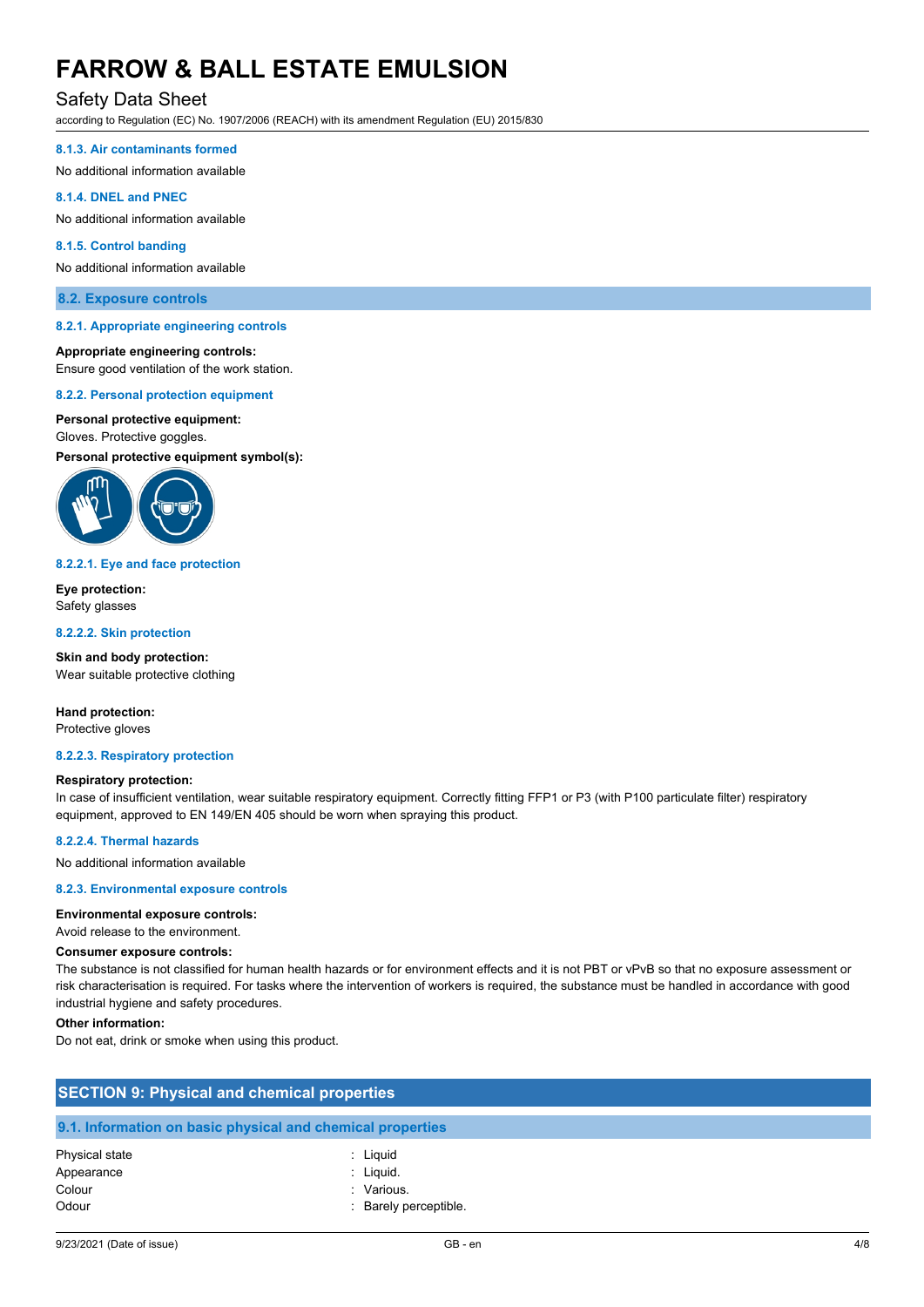#### 8.1.3. Air contaminants formed

No additional information available

#### 8.1.4. DNEL and PNEC

No additional information available

#### 8.1.5. Control banding

No additional information available

### 8.2. Exposure controls

#### 8.2.1. Appropriate engineering controls

**Appropriate engineering controls:**
Ensure good ventilation of the work station.

#### 8.2.2. Personal protection equipment

**Personal protective equipment:**
Gloves. Protective goggles.

**Personal protective equipment symbol(s):**

#### 8.2.2.1. Eye and face protection

**Eye protection:**
Safety glasses

#### 8.2.2.2. Skin protection

**Skin and body protection:**
Wear suitable protective clothing

**Hand protection:**
Protective gloves

#### 8.2.2.3. Respiratory protection

**Respiratory protection:**
In case of insufficient ventilation, wear suitable respiratory equipment. Correctly fitting FFP1 or P3 (with P100 particulate filter) respiratory equipment, approved to EN 149/EN 405 should be worn when spraying this product.

#### 8.2.2.4. Thermal hazards

No additional information available

#### 8.2.3. Environmental exposure controls

**Environmental exposure controls:**
Avoid release to the environment.

**Consumer exposure controls:**
The substance is not classified for human health hazards or for environment effects and it is not PBT or vPvB so that no exposure assessment or risk characterisation is required. For tasks where the intervention of workers is required, the substance must be handled in accordance with good industrial hygiene and safety procedures.

**Other information:**
Do not eat, drink or smoke when using this product.

## SECTION 9: Physical and chemical properties

### 9.1. Information on basic physical and chemical properties

| | |
|---|---|
| Physical state | : Liquid |
| Appearance | : Liquid. |
| Colour | : Various. |
| Odour | : Barely perceptible. |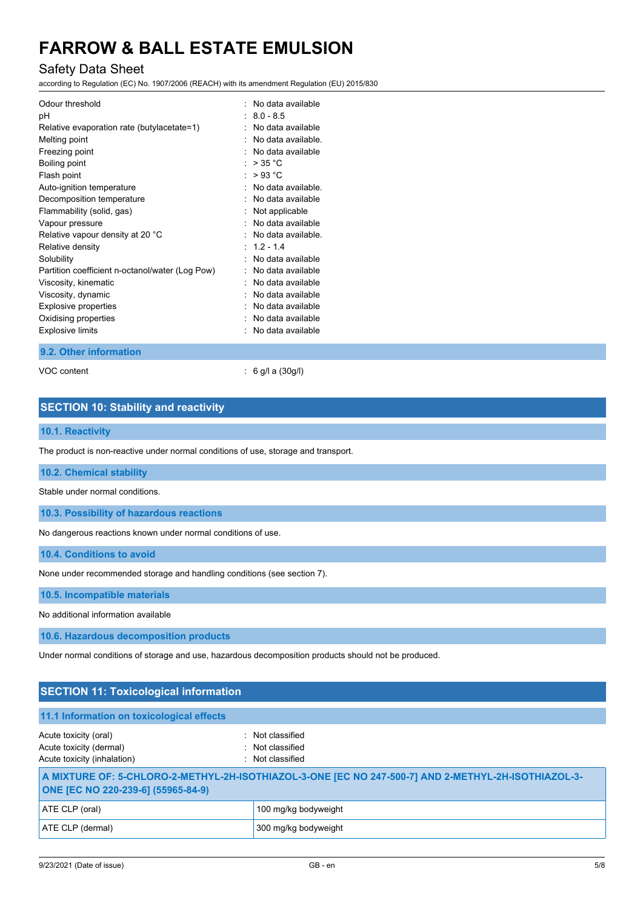| | |
|---|---|
| Odour threshold | : No data available |
| pH | : 8.0 - 8.5 |
| Relative evaporation rate (butylacetate=1) | : No data available |
| Melting point | : No data available. |
| Freezing point | : No data available |
| Boiling point | : > 35 °C |
| Flash point | : > 93 °C |
| Auto-ignition temperature | : No data available. |
| Decomposition temperature | : No data available |
| Flammability (solid, gas) | : Not applicable |
| Vapour pressure | : No data available |
| Relative vapour density at 20 °C | : No data available. |
| Relative density | : 1.2 - 1.4 |
| Solubility | : No data available |
| Partition coefficient n-octanol/water (Log Pow) | : No data available |
| Viscosity, kinematic | : No data available |
| Viscosity, dynamic | : No data available |
| Explosive properties | : No data available |
| Oxidising properties | : No data available |
| Explosive limits | : No data available |

### 9.2. Other information

VOC content : 6 g/l a (30g/l)

## SECTION 10: Stability and reactivity

### 10.1. Reactivity

The product is non-reactive under normal conditions of use, storage and transport.

### 10.2. Chemical stability

Stable under normal conditions.

### 10.3. Possibility of hazardous reactions

No dangerous reactions known under normal conditions of use.

### 10.4. Conditions to avoid

None under recommended storage and handling conditions (see section 7).

### 10.5. Incompatible materials

No additional information available

### 10.6. Hazardous decomposition products

Under normal conditions of storage and use, hazardous decomposition products should not be produced.

## SECTION 11: Toxicological information

### 11.1 Information on toxicological effects

| | |
|---|---|
| Acute toxicity (oral) | : Not classified |
| Acute toxicity (dermal) | : Not classified |
| Acute toxicity (inhalation) | : Not classified |

| A MIXTURE OF: 5-CHLORO-2-METHYL-2H-ISOTHIAZOL-3-ONE [EC NO 247-500-7] AND 2-METHYL-2H-ISOTHIAZOL-3-ONE [EC NO 220-239-6] (55965-84-9) | |
|---|---|
| ATE CLP (oral) | 100 mg/kg bodyweight |
| ATE CLP (dermal) | 300 mg/kg bodyweight |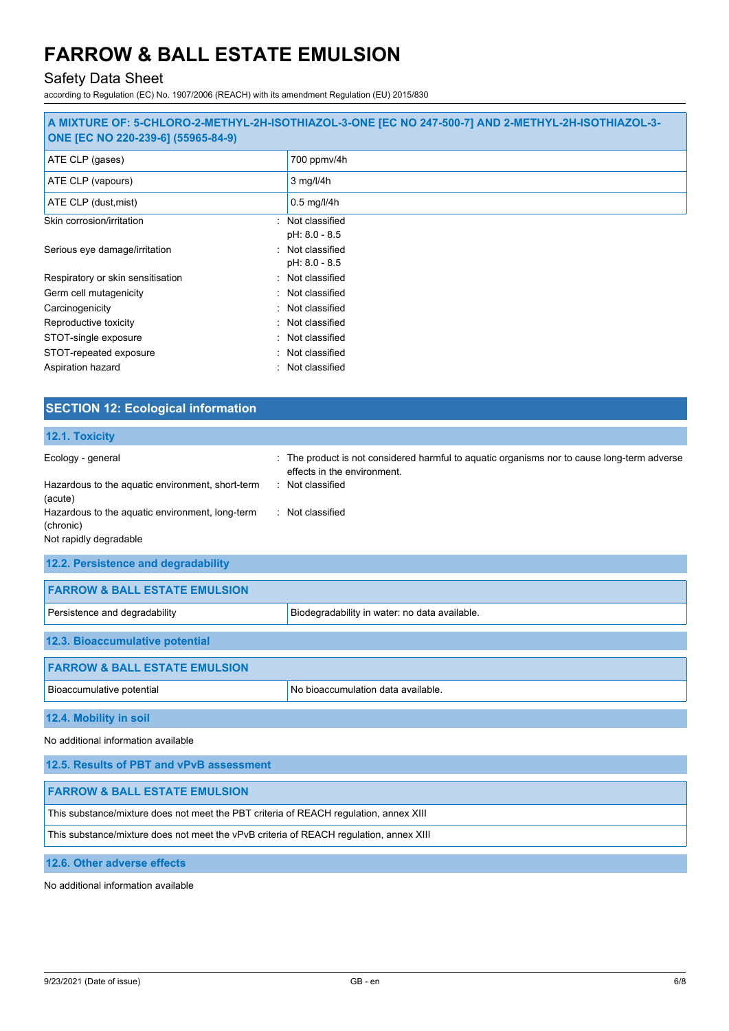| A MIXTURE OF: 5-CHLORO-2-METHYL-2H-ISOTHIAZOL-3-ONE [EC NO 247-500-7] AND 2-METHYL-2H-ISOTHIAZOL-3-ONE [EC NO 220-239-6] (55965-84-9) | |
|---|---|
| ATE CLP (gases) | 700 ppmv/4h |
| ATE CLP (vapours) | 3 mg/l/4h |
| ATE CLP (dust,mist) | 0.5 mg/l/4h |

Skin corrosion/irritation : Not classified
pH: 8.0 - 8.5

Serious eye damage/irritation : Not classified
pH: 8.0 - 8.5

Respiratory or skin sensitisation : Not classified

Germ cell mutagenicity : Not classified

Carcinogenicity : Not classified

Reproductive toxicity : Not classified

STOT-single exposure : Not classified

STOT-repeated exposure : Not classified

Aspiration hazard : Not classified

## SECTION 12: Ecological information

### 12.1. Toxicity

Ecology - general : The product is not considered harmful to aquatic organisms nor to cause long-term adverse effects in the environment.

Hazardous to the aquatic environment, short-term (acute) : Not classified

Hazardous to the aquatic environment, long-term (chronic) : Not classified

Not rapidly degradable

### 12.2. Persistence and degradability

| FARROW & BALL ESTATE EMULSION | |
|---|---|
| Persistence and degradability | Biodegradability in water: no data available. |

### 12.3. Bioaccumulative potential

| FARROW & BALL ESTATE EMULSION | |
|---|---|
| Bioaccumulative potential | No bioaccumulation data available. |

### 12.4. Mobility in soil

No additional information available

### 12.5. Results of PBT and vPvB assessment

| FARROW & BALL ESTATE EMULSION |
|---|
| This substance/mixture does not meet the PBT criteria of REACH regulation, annex XIII |
| This substance/mixture does not meet the vPvB criteria of REACH regulation, annex XIII |

### 12.6. Other adverse effects

No additional information available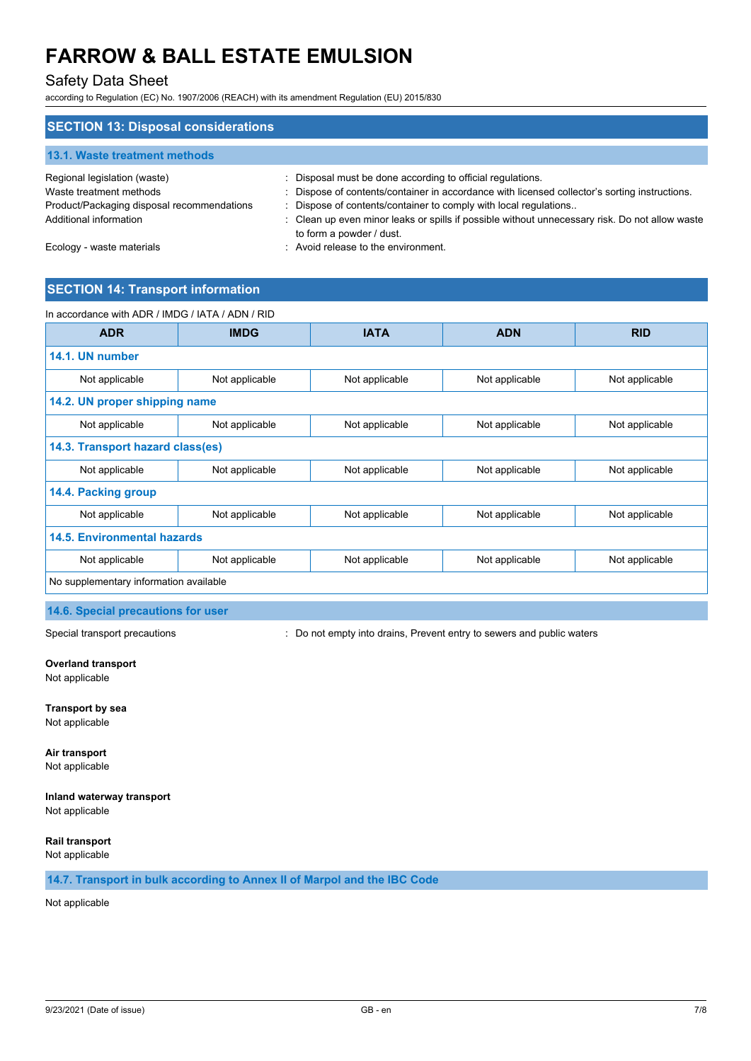## SECTION 13: Disposal considerations

### 13.1. Waste treatment methods

Regional legislation (waste) : Disposal must be done according to official regulations.

Waste treatment methods : Dispose of contents/container in accordance with licensed collector's sorting instructions.

Product/Packaging disposal recommendations : Dispose of contents/container to comply with local regulations..

Additional information : Clean up even minor leaks or spills if possible without unnecessary risk. Do not allow waste to form a powder / dust.

Ecology - waste materials : Avoid release to the environment.

## SECTION 14: Transport information

In accordance with ADR / IMDG / IATA / ADN / RID

| ADR | IMDG | IATA | ADN | RID |
|---|---|---|---|---|
| **14.1. UN number** | | | | |
| Not applicable | Not applicable | Not applicable | Not applicable | Not applicable |
| **14.2. UN proper shipping name** | | | | |
| Not applicable | Not applicable | Not applicable | Not applicable | Not applicable |
| **14.3. Transport hazard class(es)** | | | | |
| Not applicable | Not applicable | Not applicable | Not applicable | Not applicable |
| **14.4. Packing group** | | | | |
| Not applicable | Not applicable | Not applicable | Not applicable | Not applicable |
| **14.5. Environmental hazards** | | | | |
| Not applicable | Not applicable | Not applicable | Not applicable | Not applicable |
| No supplementary information available | | | | |

### 14.6. Special precautions for user

Special transport precautions : Do not empty into drains, Prevent entry to sewers and public waters

**Overland transport**
Not applicable

**Transport by sea**
Not applicable

**Air transport**
Not applicable

**Inland waterway transport**
Not applicable

**Rail transport**
Not applicable

### 14.7. Transport in bulk according to Annex II of Marpol and the IBC Code

Not applicable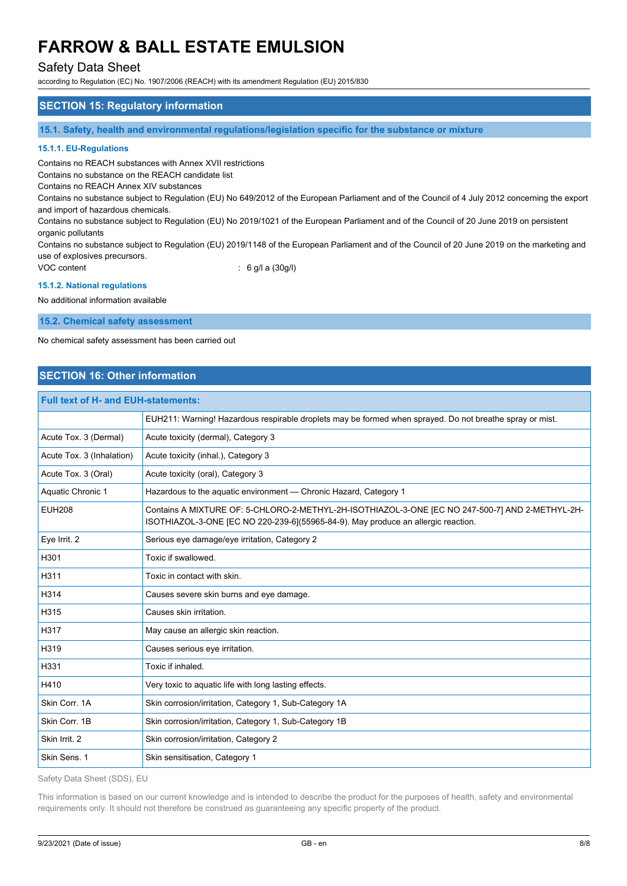## SECTION 15: Regulatory information

### 15.1. Safety, health and environmental regulations/legislation specific for the substance or mixture

#### 15.1.1. EU-Regulations

Contains no REACH substances with Annex XVII restrictions
Contains no substance on the REACH candidate list
Contains no REACH Annex XIV substances
Contains no substance subject to Regulation (EU) No 649/2012 of the European Parliament and of the Council of 4 July 2012 concerning the export and import of hazardous chemicals.
Contains no substance subject to Regulation (EU) No 2019/1021 of the European Parliament and of the Council of 20 June 2019 on persistent organic pollutants
Contains no substance subject to Regulation (EU) 2019/1148 of the European Parliament and of the Council of 20 June 2019 on the marketing and use of explosives precursors.
VOC content : 6 g/l a (30g/l)

#### 15.1.2. National regulations

No additional information available

### 15.2. Chemical safety assessment

No chemical safety assessment has been carried out

## SECTION 16: Other information

| Full text of H- and EUH-statements: | |
|---|---|
| | EUH211: Warning! Hazardous respirable droplets may be formed when sprayed. Do not breathe spray or mist. |
| Acute Tox. 3 (Dermal) | Acute toxicity (dermal), Category 3 |
| Acute Tox. 3 (Inhalation) | Acute toxicity (inhal.), Category 3 |
| Acute Tox. 3 (Oral) | Acute toxicity (oral), Category 3 |
| Aquatic Chronic 1 | Hazardous to the aquatic environment — Chronic Hazard, Category 1 |
| EUH208 | Contains A MIXTURE OF: 5-CHLORO-2-METHYL-2H-ISOTHIAZOL-3-ONE [EC NO 247-500-7] AND 2-METHYL-2H-ISOTHIAZOL-3-ONE [EC NO 220-239-6](55965-84-9). May produce an allergic reaction. |
| Eye Irrit. 2 | Serious eye damage/eye irritation, Category 2 |
| H301 | Toxic if swallowed. |
| H311 | Toxic in contact with skin. |
| H314 | Causes severe skin burns and eye damage. |
| H315 | Causes skin irritation. |
| H317 | May cause an allergic skin reaction. |
| H319 | Causes serious eye irritation. |
| H331 | Toxic if inhaled. |
| H410 | Very toxic to aquatic life with long lasting effects. |
| Skin Corr. 1A | Skin corrosion/irritation, Category 1, Sub-Category 1A |
| Skin Corr. 1B | Skin corrosion/irritation, Category 1, Sub-Category 1B |
| Skin Irrit. 2 | Skin corrosion/irritation, Category 2 |
| Skin Sens. 1 | Skin sensitisation, Category 1 |

Safety Data Sheet (SDS), EU

This information is based on our current knowledge and is intended to describe the product for the purposes of health, safety and environmental requirements only. It should not therefore be construed as guaranteeing any specific property of the product.